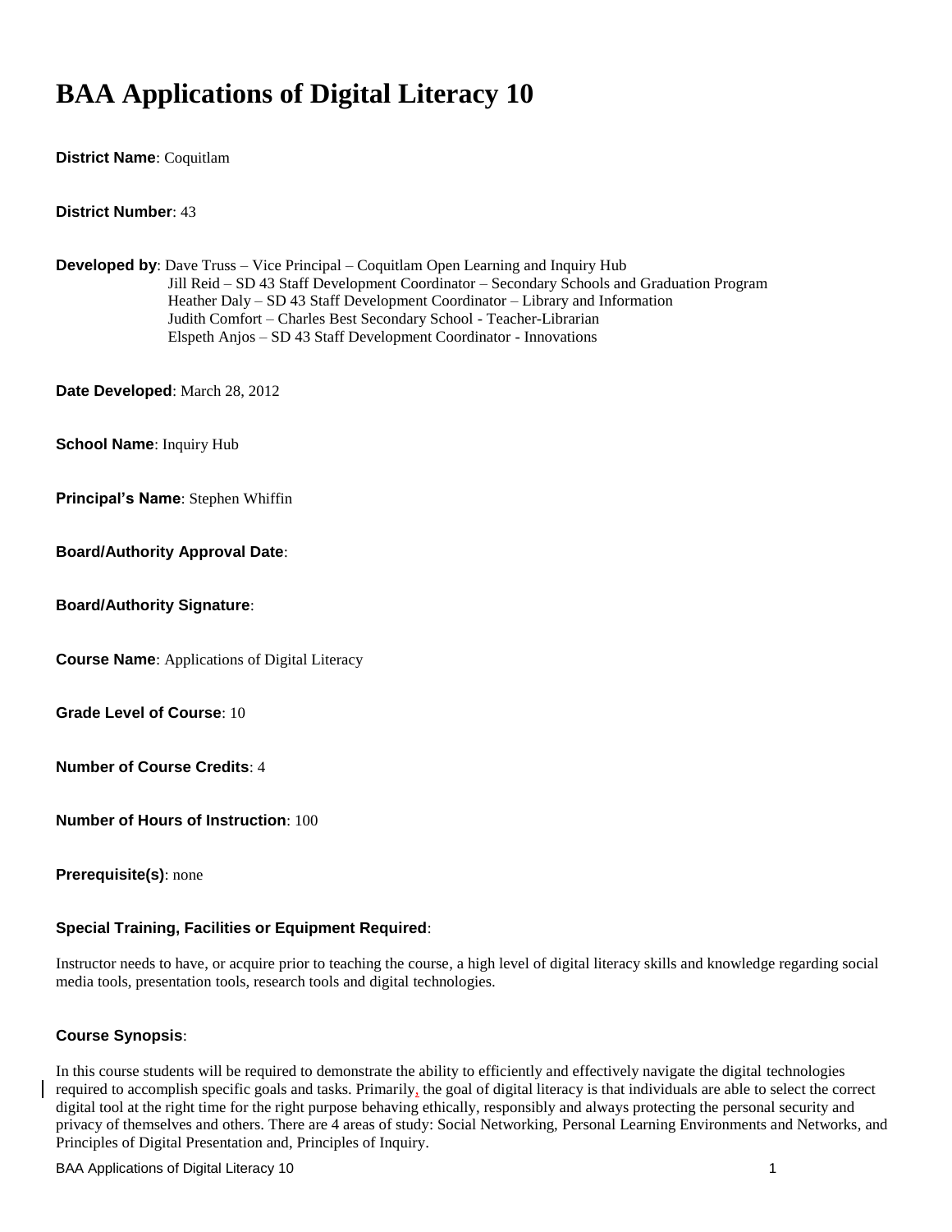# BAA Applications of Digital Literacy 10

**District Name**: Coquitlam

**District Number**: 43

**Developed by**: Dave Truss – Vice Principal – Coquitlam Open Learning and Inquiry Hub
Jill Reid – SD 43 Staff Development Coordinator – Secondary Schools and Graduation Program
Heather Daly – SD 43 Staff Development Coordinator – Library and Information
Judith Comfort – Charles Best Secondary School - Teacher-Librarian
Elspeth Anjos – SD 43 Staff Development Coordinator - Innovations

**Date Developed**: March 28, 2012

**School Name**: Inquiry Hub

**Principal's Name**: Stephen Whiffin

**Board/Authority Approval Date**:

**Board/Authority Signature**:

**Course Name**: Applications of Digital Literacy

**Grade Level of Course**: 10

**Number of Course Credits**: 4

**Number of Hours of Instruction**: 100

**Prerequisite(s)**: none

**Special Training, Facilities or Equipment Required**:

Instructor needs to have, or acquire prior to teaching the course, a high level of digital literacy skills and knowledge regarding social media tools, presentation tools, research tools and digital technologies.

**Course Synopsis**:

In this course students will be required to demonstrate the ability to efficiently and effectively navigate the digital technologies required to accomplish specific goals and tasks. Primarily, the goal of digital literacy is that individuals are able to select the correct digital tool at the right time for the right purpose behaving ethically, responsibly and always protecting the personal security and privacy of themselves and others. There are 4 areas of study: Social Networking, Personal Learning Environments and Networks, and Principles of Digital Presentation and, Principles of Inquiry.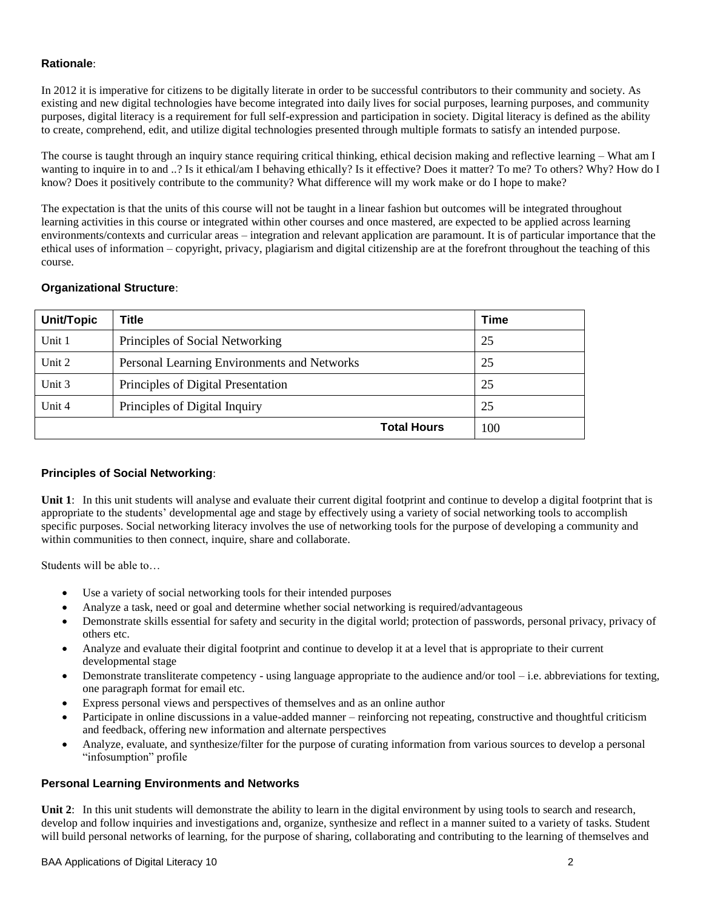**Rationale**:

In 2012 it is imperative for citizens to be digitally literate in order to be successful contributors to their community and society. As existing and new digital technologies have become integrated into daily lives for social purposes, learning purposes, and community purposes, digital literacy is a requirement for full self-expression and participation in society. Digital literacy is defined as the ability to create, comprehend, edit, and utilize digital technologies presented through multiple formats to satisfy an intended purpose.

The course is taught through an inquiry stance requiring critical thinking, ethical decision making and reflective learning – What am I wanting to inquire in to and ..? Is it ethical/am I behaving ethically? Is it effective? Does it matter? To me? To others? Why? How do I know? Does it positively contribute to the community? What difference will my work make or do I hope to make?

The expectation is that the units of this course will not be taught in a linear fashion but outcomes will be integrated throughout learning activities in this course or integrated within other courses and once mastered, are expected to be applied across learning environments/contexts and curricular areas – integration and relevant application are paramount. It is of particular importance that the ethical uses of information – copyright, privacy, plagiarism and digital citizenship are at the forefront throughout the teaching of this course.

**Organizational Structure**:

| Unit/Topic | Title | Time |
|---|---|---|
| Unit 1 | Principles of Social Networking | 25 |
| Unit 2 | Personal Learning Environments and Networks | 25 |
| Unit 3 | Principles of Digital Presentation | 25 |
| Unit 4 | Principles of Digital Inquiry | 25 |
| | **Total Hours** | 100 |

**Principles of Social Networking**:

**Unit 1**: In this unit students will analyse and evaluate their current digital footprint and continue to develop a digital footprint that is appropriate to the students' developmental age and stage by effectively using a variety of social networking tools to accomplish specific purposes. Social networking literacy involves the use of networking tools for the purpose of developing a community and within communities to then connect, inquire, share and collaborate.

Students will be able to…

- Use a variety of social networking tools for their intended purposes
- Analyze a task, need or goal and determine whether social networking is required/advantageous
- Demonstrate skills essential for safety and security in the digital world; protection of passwords, personal privacy, privacy of others etc.
- Analyze and evaluate their digital footprint and continue to develop it at a level that is appropriate to their current developmental stage
- Demonstrate transliterate competency - using language appropriate to the audience and/or tool – i.e. abbreviations for texting, one paragraph format for email etc.
- Express personal views and perspectives of themselves and as an online author
- Participate in online discussions in a value-added manner – reinforcing not repeating, constructive and thoughtful criticism and feedback, offering new information and alternate perspectives
- Analyze, evaluate, and synthesize/filter for the purpose of curating information from various sources to develop a personal "infosumption" profile

**Personal Learning Environments and Networks**

**Unit 2**: In this unit students will demonstrate the ability to learn in the digital environment by using tools to search and research, develop and follow inquiries and investigations and, organize, synthesize and reflect in a manner suited to a variety of tasks. Student will build personal networks of learning, for the purpose of sharing, collaborating and contributing to the learning of themselves and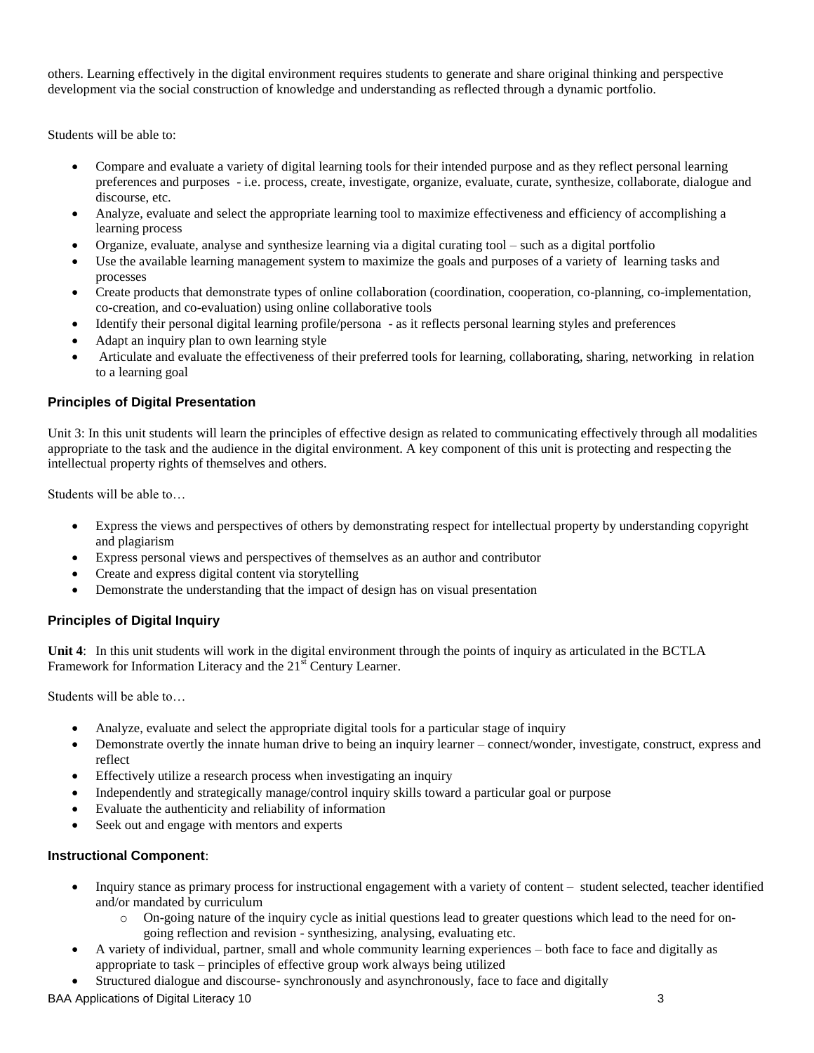others. Learning effectively in the digital environment requires students to generate and share original thinking and perspective development via the social construction of knowledge and understanding as reflected through a dynamic portfolio.

Students will be able to:

- Compare and evaluate a variety of digital learning tools for their intended purpose and as they reflect personal learning preferences and purposes - i.e. process, create, investigate, organize, evaluate, curate, synthesize, collaborate, dialogue and discourse, etc.
- Analyze, evaluate and select the appropriate learning tool to maximize effectiveness and efficiency of accomplishing a learning process
- Organize, evaluate, analyse and synthesize learning via a digital curating tool – such as a digital portfolio
- Use the available learning management system to maximize the goals and purposes of a variety of learning tasks and processes
- Create products that demonstrate types of online collaboration (coordination, cooperation, co-planning, co-implementation, co-creation, and co-evaluation) using online collaborative tools
- Identify their personal digital learning profile/persona - as it reflects personal learning styles and preferences
- Adapt an inquiry plan to own learning style
- Articulate and evaluate the effectiveness of their preferred tools for learning, collaborating, sharing, networking in relation to a learning goal

### Principles of Digital Presentation

Unit 3: In this unit students will learn the principles of effective design as related to communicating effectively through all modalities appropriate to the task and the audience in the digital environment. A key component of this unit is protecting and respecting the intellectual property rights of themselves and others.

Students will be able to…

- Express the views and perspectives of others by demonstrating respect for intellectual property by understanding copyright and plagiarism
- Express personal views and perspectives of themselves as an author and contributor
- Create and express digital content via storytelling
- Demonstrate the understanding that the impact of design has on visual presentation

### Principles of Digital Inquiry

**Unit 4**: In this unit students will work in the digital environment through the points of inquiry as articulated in the BCTLA Framework for Information Literacy and the 21st Century Learner.

Students will be able to…

- Analyze, evaluate and select the appropriate digital tools for a particular stage of inquiry
- Demonstrate overtly the innate human drive to being an inquiry learner – connect/wonder, investigate, construct, express and reflect
- Effectively utilize a research process when investigating an inquiry
- Independently and strategically manage/control inquiry skills toward a particular goal or purpose
- Evaluate the authenticity and reliability of information
- Seek out and engage with mentors and experts

### Instructional Component:

- Inquiry stance as primary process for instructional engagement with a variety of content – student selected, teacher identified and/or mandated by curriculum
  - On-going nature of the inquiry cycle as initial questions lead to greater questions which lead to the need for on-going reflection and revision - synthesizing, analysing, evaluating etc.
- A variety of individual, partner, small and whole community learning experiences – both face to face and digitally as appropriate to task – principles of effective group work always being utilized
- Structured dialogue and discourse- synchronously and asynchronously, face to face and digitally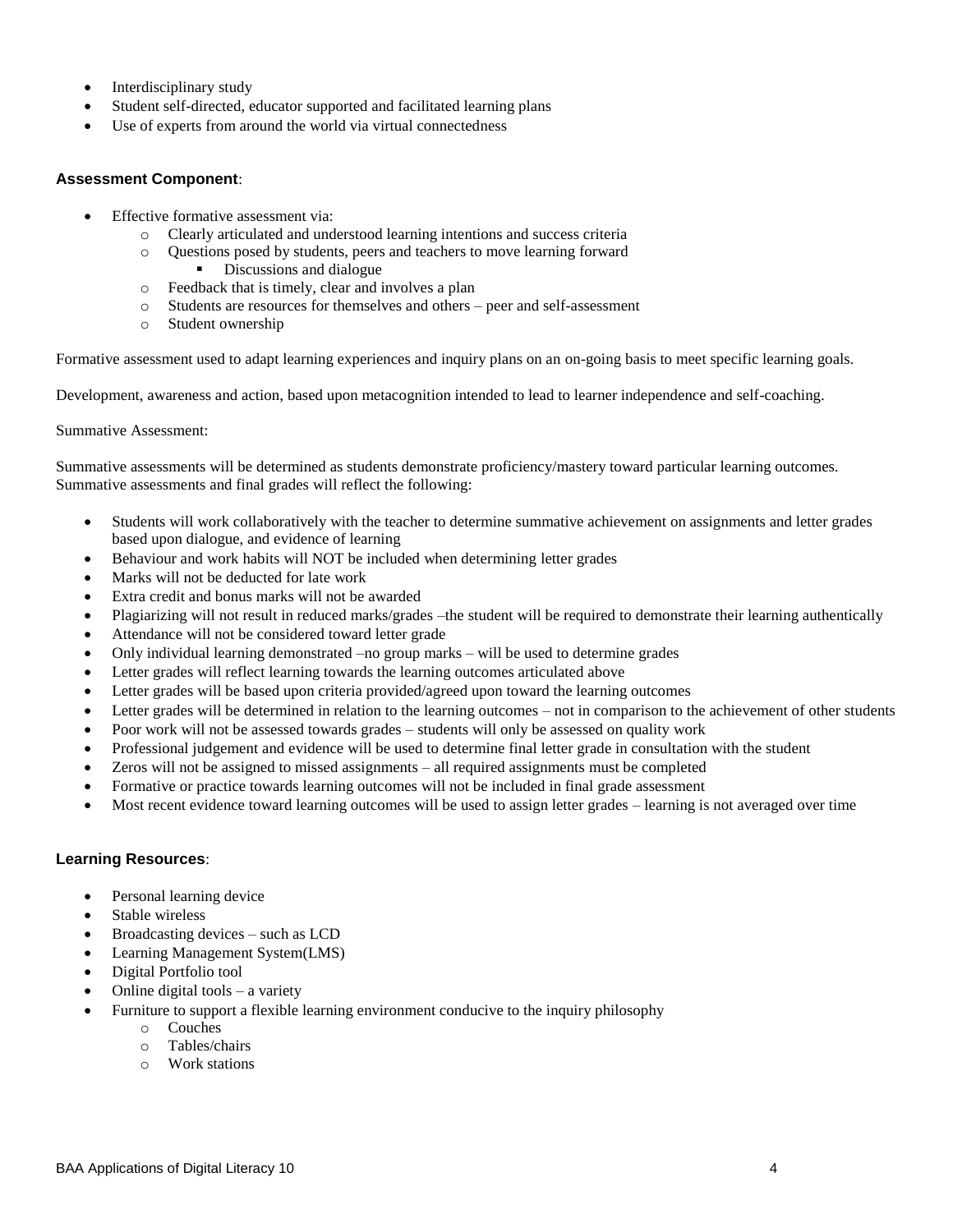- Interdisciplinary study
- Student self-directed, educator supported and facilitated learning plans
- Use of experts from around the world via virtual connectedness

**Assessment Component**:

- Effective formative assessment via:
    - Clearly articulated and understood learning intentions and success criteria
    - Questions posed by students, peers and teachers to move learning forward
        - Discussions and dialogue
    - Feedback that is timely, clear and involves a plan
    - Students are resources for themselves and others – peer and self-assessment
    - Student ownership

Formative assessment used to adapt learning experiences and inquiry plans on an on-going basis to meet specific learning goals.

Development, awareness and action, based upon metacognition intended to lead to learner independence and self-coaching.

Summative Assessment:

Summative assessments will be determined as students demonstrate proficiency/mastery toward particular learning outcomes. Summative assessments and final grades will reflect the following:

- Students will work collaboratively with the teacher to determine summative achievement on assignments and letter grades based upon dialogue, and evidence of learning
- Behaviour and work habits will NOT be included when determining letter grades
- Marks will not be deducted for late work
- Extra credit and bonus marks will not be awarded
- Plagiarizing will not result in reduced marks/grades –the student will be required to demonstrate their learning authentically
- Attendance will not be considered toward letter grade
- Only individual learning demonstrated –no group marks – will be used to determine grades
- Letter grades will reflect learning towards the learning outcomes articulated above
- Letter grades will be based upon criteria provided/agreed upon toward the learning outcomes
- Letter grades will be determined in relation to the learning outcomes – not in comparison to the achievement of other students
- Poor work will not be assessed towards grades – students will only be assessed on quality work
- Professional judgement and evidence will be used to determine final letter grade in consultation with the student
- Zeros will not be assigned to missed assignments – all required assignments must be completed
- Formative or practice towards learning outcomes will not be included in final grade assessment
- Most recent evidence toward learning outcomes will be used to assign letter grades – learning is not averaged over time

**Learning Resources**:

- Personal learning device
- Stable wireless
- Broadcasting devices – such as LCD
- Learning Management System(LMS)
- Digital Portfolio tool
- Online digital tools – a variety
- Furniture to support a flexible learning environment conducive to the inquiry philosophy
    - Couches
    - Tables/chairs
    - Work stations